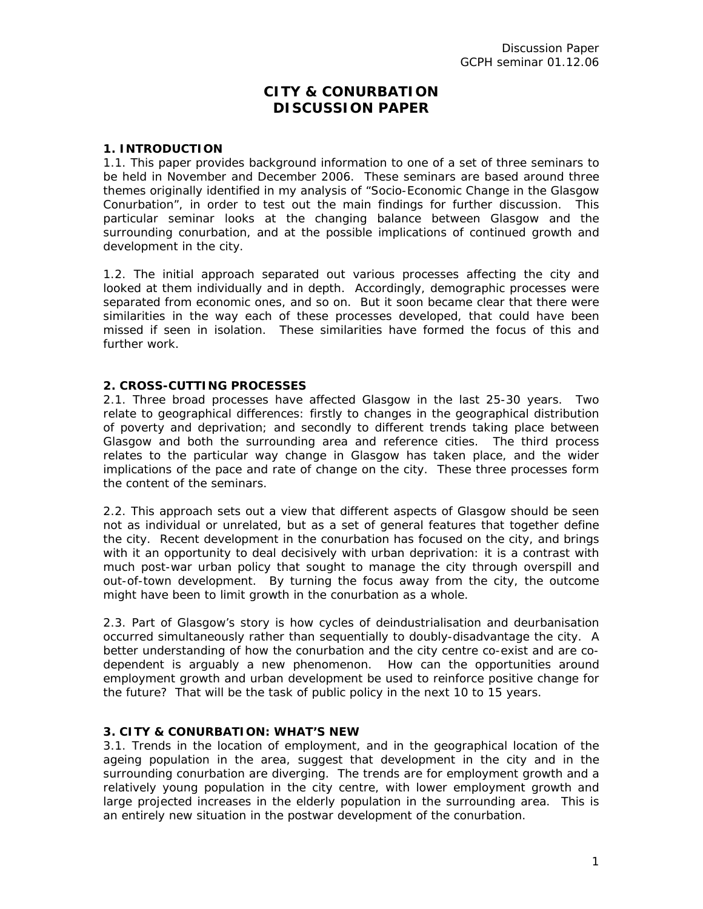Discussion Paper
GCPH seminar 01.12.06

# CITY & CONURBATION DISCUSSION PAPER

## 1. INTRODUCTION

1.1. This paper provides background information to one of a set of three seminars to be held in November and December 2006. These seminars are based around three themes originally identified in my analysis of "Socio-Economic Change in the Glasgow Conurbation", in order to test out the main findings for further discussion. This particular seminar looks at the changing balance between Glasgow and the surrounding conurbation, and at the possible implications of continued growth and development in the city.

1.2. The initial approach separated out various processes affecting the city and looked at them individually and in depth. Accordingly, demographic processes were separated from economic ones, and so on. But it soon became clear that there were similarities in the way each of these processes developed, that could have been missed if seen in isolation. These similarities have formed the focus of this and further work.

## 2. CROSS-CUTTING PROCESSES

2.1. Three broad processes have affected Glasgow in the last 25-30 years. Two relate to geographical differences: firstly to changes in the geographical distribution of poverty and deprivation; and secondly to different trends taking place between Glasgow and both the surrounding area and reference cities. The third process relates to the particular way change in Glasgow has taken place, and the wider implications of the pace and rate of change on the city. These three processes form the content of the seminars.

2.2. This approach sets out a view that different aspects of Glasgow should be seen not as individual or unrelated, but as a set of general features that together define the city. Recent development in the conurbation has focused on the city, and brings with it an opportunity to deal decisively with urban deprivation: it is a contrast with much post-war urban policy that sought to manage the city through overspill and out-of-town development. By turning the focus away from the city, the outcome might have been to limit growth in the conurbation as a whole.

2.3. Part of Glasgow's story is how cycles of deindustrialisation and deurbanisation occurred simultaneously rather than sequentially to doubly-disadvantage the city. A better understanding of how the conurbation and the city centre co-exist and are co-dependent is arguably a new phenomenon. How can the opportunities around employment growth and urban development be used to reinforce positive change for the future? That will be the task of public policy in the next 10 to 15 years.

## 3. CITY & CONURBATION: WHAT'S NEW

3.1. Trends in the location of employment, and in the geographical location of the ageing population in the area, suggest that development in the city and in the surrounding conurbation are diverging. The trends are for employment growth and a relatively young population in the city centre, with lower employment growth and large projected increases in the elderly population in the surrounding area. This is an entirely new situation in the postwar development of the conurbation.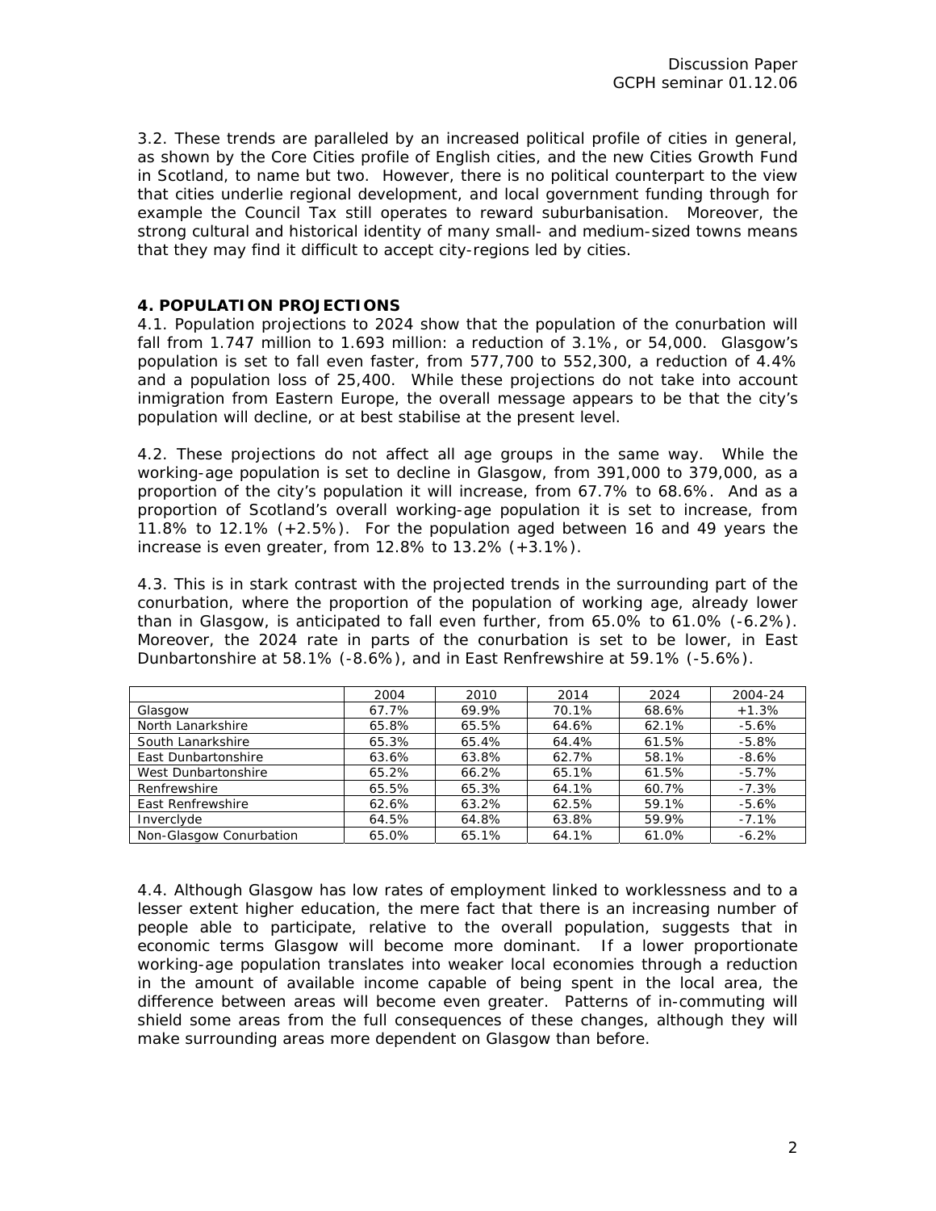3.2. These trends are paralleled by an increased political profile of cities in general, as shown by the Core Cities profile of English cities, and the new Cities Growth Fund in Scotland, to name but two. However, there is no political counterpart to the view that cities underlie regional development, and local government funding through for example the Council Tax still operates to reward suburbanisation. Moreover, the strong cultural and historical identity of many small- and medium-sized towns means that they may find it difficult to accept city-regions led by cities.

## 4. POPULATION PROJECTIONS

4.1. Population projections to 2024 show that the population of the conurbation will fall from 1.747 million to 1.693 million: a reduction of 3.1%, or 54,000. Glasgow's population is set to fall even faster, from 577,700 to 552,300, a reduction of 4.4% and a population loss of 25,400. While these projections do not take into account inmigration from Eastern Europe, the overall message appears to be that the city's population will decline, or at best stabilise at the present level.

4.2. These projections do not affect all age groups in the same way. While the working-age population is set to decline in Glasgow, from 391,000 to 379,000, as a proportion of the city's population it will increase, from 67.7% to 68.6%. And as a proportion of Scotland's overall working-age population it is set to increase, from 11.8% to 12.1% (+2.5%). For the population aged between 16 and 49 years the increase is even greater, from 12.8% to 13.2% (+3.1%).

4.3. This is in stark contrast with the projected trends in the surrounding part of the conurbation, where the proportion of the population of working age, already lower than in Glasgow, is anticipated to fall even further, from 65.0% to 61.0% (-6.2%). Moreover, the 2024 rate in parts of the conurbation is set to be lower, in East Dunbartonshire at 58.1% (-8.6%), and in East Renfrewshire at 59.1% (-5.6%).

| | 2004 | 2010 | 2014 | 2024 | 2004-24 |
|---|---|---|---|---|---|
| Glasgow | 67.7% | 69.9% | 70.1% | 68.6% | +1.3% |
| North Lanarkshire | 65.8% | 65.5% | 64.6% | 62.1% | -5.6% |
| South Lanarkshire | 65.3% | 65.4% | 64.4% | 61.5% | -5.8% |
| East Dunbartonshire | 63.6% | 63.8% | 62.7% | 58.1% | -8.6% |
| West Dunbartonshire | 65.2% | 66.2% | 65.1% | 61.5% | -5.7% |
| Renfrewshire | 65.5% | 65.3% | 64.1% | 60.7% | -7.3% |
| East Renfrewshire | 62.6% | 63.2% | 62.5% | 59.1% | -5.6% |
| Inverclyde | 64.5% | 64.8% | 63.8% | 59.9% | -7.1% |
| Non-Glasgow Conurbation | 65.0% | 65.1% | 64.1% | 61.0% | -6.2% |

4.4. Although Glasgow has low rates of employment linked to worklessness and to a lesser extent higher education, the mere fact that there is an increasing number of people able to participate, relative to the overall population, suggests that in economic terms Glasgow will become more dominant. If a lower proportionate working-age population translates into weaker local economies through a reduction in the amount of available income capable of being spent in the local area, the difference between areas will become even greater. Patterns of in-commuting will shield some areas from the full consequences of these changes, although they will make surrounding areas more dependent on Glasgow than before.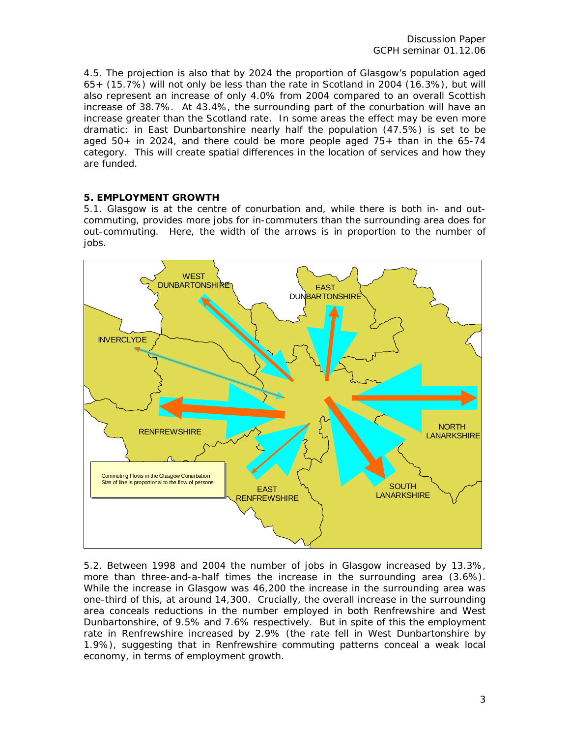4.5. The projection is also that by 2024 the proportion of Glasgow's population aged 65+ (15.7%) will not only be less than the rate in Scotland in 2004 (16.3%), but will also represent an increase of only 4.0% from 2004 compared to an overall Scottish increase of 38.7%. At 43.4%, the surrounding part of the conurbation will have an increase greater than the Scotland rate. In some areas the effect may be even more dramatic: in East Dunbartonshire nearly half the population (47.5%) is set to be aged 50+ in 2024, and there could be more people aged 75+ than in the 65-74 category. This will create spatial differences in the location of services and how they are funded.

## 5. EMPLOYMENT GROWTH

5.1. Glasgow is at the centre of conurbation and, while there is both in- and out-commuting, provides more jobs for in-commuters than the surrounding area does for out-commuting. Here, the width of the arrows is in proportion to the number of jobs.

Commuting Flows in the Glasgow Conurbation
Size of line is proportional to the flow of persons

5.2. Between 1998 and 2004 the number of jobs in Glasgow increased by 13.3%, more than three-and-a-half times the increase in the surrounding area (3.6%). While the increase in Glasgow was 46,200 the increase in the surrounding area was one-third of this, at around 14,300. Crucially, the overall increase in the surrounding area conceals reductions in the number employed in both Renfrewshire and West Dunbartonshire, of 9.5% and 7.6% respectively. But in spite of this the employment rate in Renfrewshire increased by 2.9% (the rate fell in West Dunbartonshire by 1.9%), suggesting that in Renfrewshire commuting patterns conceal a weak local economy, in terms of employment growth.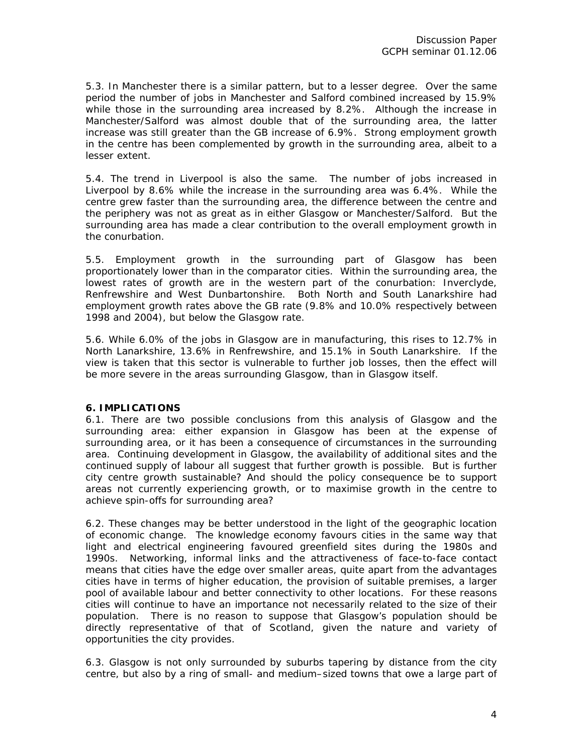5.3. In Manchester there is a similar pattern, but to a lesser degree. Over the same period the number of jobs in Manchester and Salford combined increased by 15.9% while those in the surrounding area increased by 8.2%. Although the increase in Manchester/Salford was almost double that of the surrounding area, the latter increase was still greater than the GB increase of 6.9%. Strong employment growth in the centre has been complemented by growth in the surrounding area, albeit to a lesser extent.

5.4. The trend in Liverpool is also the same. The number of jobs increased in Liverpool by 8.6% while the increase in the surrounding area was 6.4%. While the centre grew faster than the surrounding area, the difference between the centre and the periphery was not as great as in either Glasgow or Manchester/Salford. But the surrounding area has made a clear contribution to the overall employment growth in the conurbation.

5.5. Employment growth in the surrounding part of Glasgow has been proportionately lower than in the comparator cities. Within the surrounding area, the lowest rates of growth are in the western part of the conurbation: Inverclyde, Renfrewshire and West Dunbartonshire. Both North and South Lanarkshire had employment growth rates above the GB rate (9.8% and 10.0% respectively between 1998 and 2004), but below the Glasgow rate.

5.6. While 6.0% of the jobs in Glasgow are in manufacturing, this rises to 12.7% in North Lanarkshire, 13.6% in Renfrewshire, and 15.1% in South Lanarkshire. If the view is taken that this sector is vulnerable to further job losses, then the effect will be more severe in the areas surrounding Glasgow, than in Glasgow itself.

## 6. IMPLICATIONS

6.1. There are two possible conclusions from this analysis of Glasgow and the surrounding area: either expansion in Glasgow has been at the expense of surrounding area, or it has been a consequence of circumstances in the surrounding area. Continuing development in Glasgow, the availability of additional sites and the continued supply of labour all suggest that further growth is possible. But is further city centre growth sustainable? And should the policy consequence be to support areas not currently experiencing growth, or to maximise growth in the centre to achieve spin-offs for surrounding area?

6.2. These changes may be better understood in the light of the geographic location of economic change. The knowledge economy favours cities in the same way that light and electrical engineering favoured greenfield sites during the 1980s and 1990s. Networking, informal links and the attractiveness of face-to-face contact means that cities have the edge over smaller areas, quite apart from the advantages cities have in terms of higher education, the provision of suitable premises, a larger pool of available labour and better connectivity to other locations. For these reasons cities will continue to have an importance not necessarily related to the size of their population. There is no reason to suppose that Glasgow's population should be directly representative of that of Scotland, given the nature and variety of opportunities the city provides.

6.3. Glasgow is not only surrounded by suburbs tapering by distance from the city centre, but also by a ring of small- and medium–sized towns that owe a large part of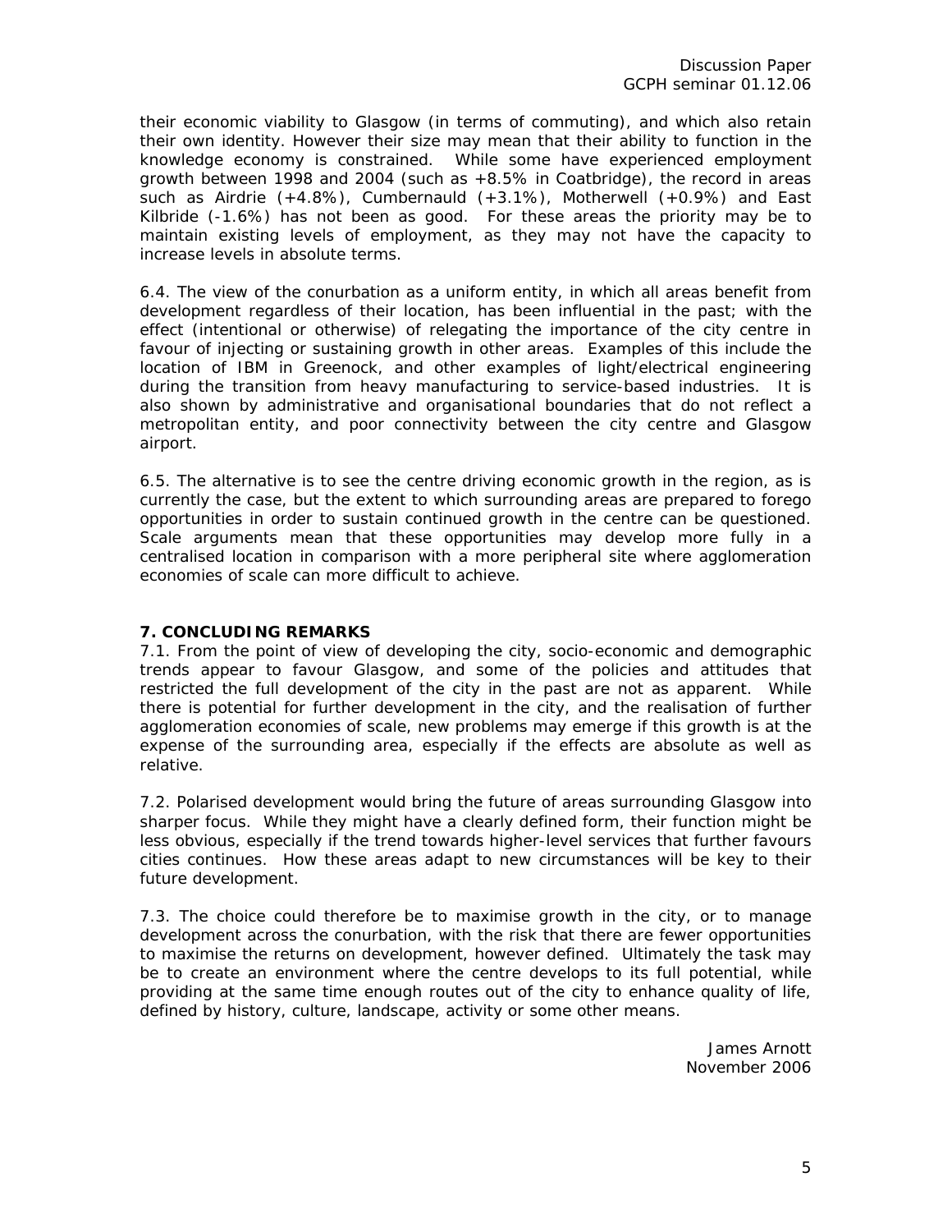their economic viability to Glasgow (in terms of commuting), and which also retain their own identity. However their size may mean that their ability to function in the knowledge economy is constrained. While some have experienced employment growth between 1998 and 2004 (such as +8.5% in Coatbridge), the record in areas such as Airdrie (+4.8%), Cumbernauld (+3.1%), Motherwell (+0.9%) and East Kilbride (-1.6%) has not been as good. For these areas the priority may be to maintain existing levels of employment, as they may not have the capacity to increase levels in absolute terms.

6.4. The view of the conurbation as a uniform entity, in which all areas benefit from development regardless of their location, has been influential in the past; with the effect (intentional or otherwise) of relegating the importance of the city centre in favour of injecting or sustaining growth in other areas. Examples of this include the location of IBM in Greenock, and other examples of light/electrical engineering during the transition from heavy manufacturing to service-based industries. It is also shown by administrative and organisational boundaries that do not reflect a metropolitan entity, and poor connectivity between the city centre and Glasgow airport.

6.5. The alternative is to see the centre driving economic growth in the region, as is currently the case, but the extent to which surrounding areas are prepared to forego opportunities in order to sustain continued growth in the centre can be questioned. Scale arguments mean that these opportunities may develop more fully in a centralised location in comparison with a more peripheral site where agglomeration economies of scale can more difficult to achieve.

## 7. CONCLUDING REMARKS

7.1. From the point of view of developing the city, socio-economic and demographic trends appear to favour Glasgow, and some of the policies and attitudes that restricted the full development of the city in the past are not as apparent. While there is potential for further development in the city, and the realisation of further agglomeration economies of scale, new problems may emerge if this growth is at the expense of the surrounding area, especially if the effects are absolute as well as relative.

7.2. Polarised development would bring the future of areas surrounding Glasgow into sharper focus. While they might have a clearly defined form, their function might be less obvious, especially if the trend towards higher-level services that further favours cities continues. How these areas adapt to new circumstances will be key to their future development.

7.3. The choice could therefore be to maximise growth in the city, or to manage development across the conurbation, with the risk that there are fewer opportunities to maximise the returns on development, however defined. Ultimately the task may be to create an environment where the centre develops to its full potential, while providing at the same time enough routes out of the city to enhance quality of life, defined by history, culture, landscape, activity or some other means.

James Arnott
November 2006